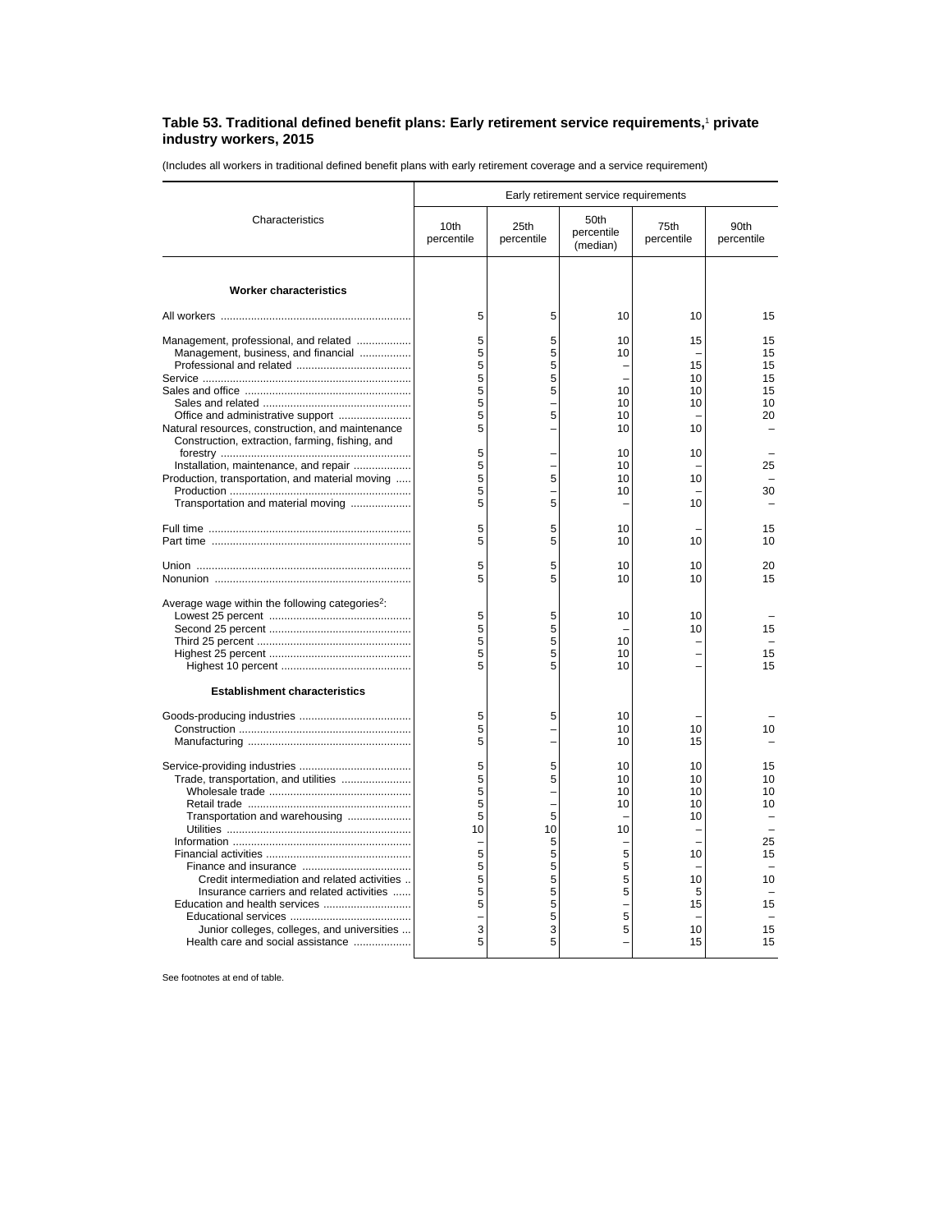# Table 53. Traditional defined benefit plans: Early retirement service requirements,[1] private industry workers, 2015

(Includes all workers in traditional defined benefit plans with early retirement coverage and a service requirement)

| Characteristics | Early retirement service requirements | | | | |
|---|---|---|---|---|---|
| | 10th percentile | 25th percentile | 50th percentile (median) | 75th percentile | 90th percentile |
| **Worker characteristics** | | | | | |
| All workers | 5 | 5 | 10 | 10 | 15 |
| Management, professional, and related | 5 | 5 | 10 | 15 | 15 |
| Management, business, and financial | 5 | 5 | 10 | – | 15 |
| Professional and related | 5 | 5 | – | 15 | 15 |
| Service | 5 | 5 | – | 10 | 15 |
| Sales and office | 5 | 5 | 10 | 10 | 15 |
| Sales and related | 5 | – | 10 | 10 | 10 |
| Office and administrative support | 5 | 5 | 10 | – | 20 |
| Natural resources, construction, and maintenance | 5 | – | 10 | 10 | – |
| Construction, extraction, farming, fishing, and forestry | 5 | – | 10 | 10 | – |
| Installation, maintenance, and repair | 5 | – | 10 | – | 25 |
| Production, transportation, and material moving | 5 | 5 | 10 | 10 | – |
| Production | 5 | – | 10 | – | 30 |
| Transportation and material moving | 5 | 5 | – | 10 | – |
| Full time | 5 | 5 | 10 | – | 15 |
| Part time | 5 | 5 | 10 | 10 | 10 |
| Union | 5 | 5 | 10 | 10 | 20 |
| Nonunion | 5 | 5 | 10 | 10 | 15 |
| Average wage within the following categories[2]: | | | | | |
| Lowest 25 percent | 5 | 5 | 10 | 10 | – |
| Second 25 percent | 5 | 5 | – | 10 | 15 |
| Third 25 percent | 5 | 5 | 10 | – | – |
| Highest 25 percent | 5 | 5 | 10 | – | 15 |
| Highest 10 percent | 5 | 5 | 10 | – | 15 |
| **Establishment characteristics** | | | | | |
| Goods-producing industries | 5 | 5 | 10 | – | – |
| Construction | 5 | – | 10 | 10 | 10 |
| Manufacturing | 5 | – | 10 | 15 | – |
| Service-providing industries | 5 | 5 | 10 | 10 | 15 |
| Trade, transportation, and utilities | 5 | 5 | 10 | 10 | 10 |
| Wholesale trade | 5 | – | 10 | 10 | 10 |
| Retail trade | 5 | – | 10 | 10 | 10 |
| Transportation and warehousing | 5 | 5 | – | 10 | – |
| Utilities | 10 | 10 | 10 | – | – |
| Information | – | 5 | – | – | 25 |
| Financial activities | 5 | 5 | 5 | 10 | 15 |
| Finance and insurance | 5 | 5 | 5 | – | – |
| Credit intermediation and related activities | 5 | 5 | 5 | 10 | 10 |
| Insurance carriers and related activities | 5 | 5 | 5 | 5 | – |
| Education and health services | 5 | 5 | – | 15 | 15 |
| Educational services | – | 5 | 5 | – | – |
| Junior colleges, colleges, and universities | 3 | 3 | 5 | 10 | 15 |
| Health care and social assistance | 5 | 5 | – | 15 | 15 |

See footnotes at end of table.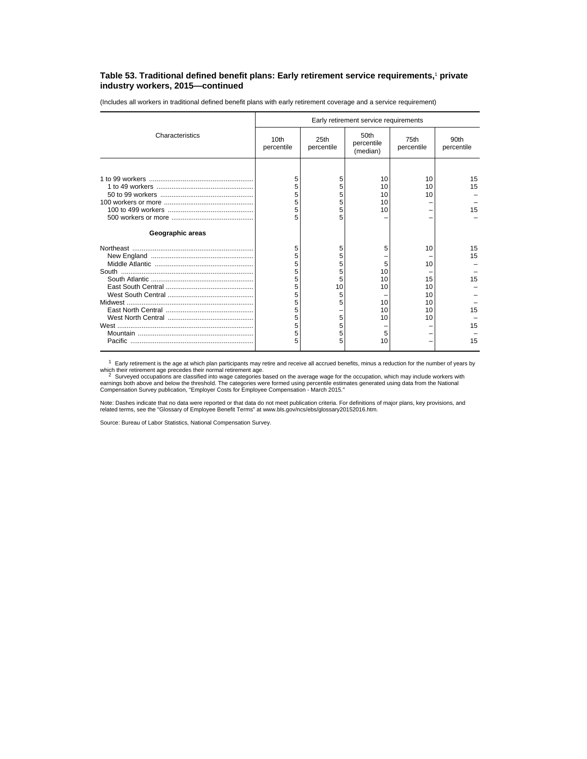### Table 53. Traditional defined benefit plans: Early retirement service requirements,[1] private industry workers, 2015—continued

(Includes all workers in traditional defined benefit plans with early retirement coverage and a service requirement)

| Characteristics | Early retirement service requirements | | | | |
|---|---|---|---|---|---|
| | 10th percentile | 25th percentile | 50th percentile (median) | 75th percentile | 90th percentile |
| 1 to 99 workers | 5 | 5 | 10 | 10 | 15 |
| 1 to 49 workers | 5 | 5 | 10 | 10 | 15 |
| 50 to 99 workers | 5 | 5 | 10 | 10 | – |
| 100 workers or more | 5 | 5 | 10 | – | – |
| 100 to 499 workers | 5 | 5 | 10 | – | 15 |
| 500 workers or more | 5 | 5 | – | – | – |
| **Geographic areas** | | | | | |
| Northeast | 5 | 5 | 5 | 10 | 15 |
| New England | 5 | 5 | – | – | 15 |
| Middle Atlantic | 5 | 5 | 5 | 10 | – |
| South | 5 | 5 | 10 | – | – |
| South Atlantic | 5 | 5 | 10 | 15 | 15 |
| East South Central | 5 | 10 | 10 | 10 | – |
| West South Central | 5 | 5 | – | 10 | – |
| Midwest | 5 | 5 | 10 | 10 | – |
| East North Central | 5 | – | 10 | 10 | 15 |
| West North Central | 5 | 5 | 10 | 10 | – |
| West | 5 | 5 | – | – | 15 |
| Mountain | 5 | 5 | 5 | – | – |
| Pacific | 5 | 5 | 10 | – | 15 |

[1] Early retirement is the age at which plan participants may retire and receive all accrued benefits, minus a reduction for the number of years by which their retirement age precedes their normal retirement age.

[2] Surveyed occupations are classified into wage categories based on the average wage for the occupation, which may include workers with earnings both above and below the threshold. The categories were formed using percentile estimates generated using data from the National Compensation Survey publication, "Employer Costs for Employee Compensation - March 2015."

Note: Dashes indicate that no data were reported or that data do not meet publication criteria. For definitions of major plans, key provisions, and related terms, see the "Glossary of Employee Benefit Terms" at www.bls.gov/ncs/ebs/glossary20152016.htm.

Source: Bureau of Labor Statistics, National Compensation Survey.